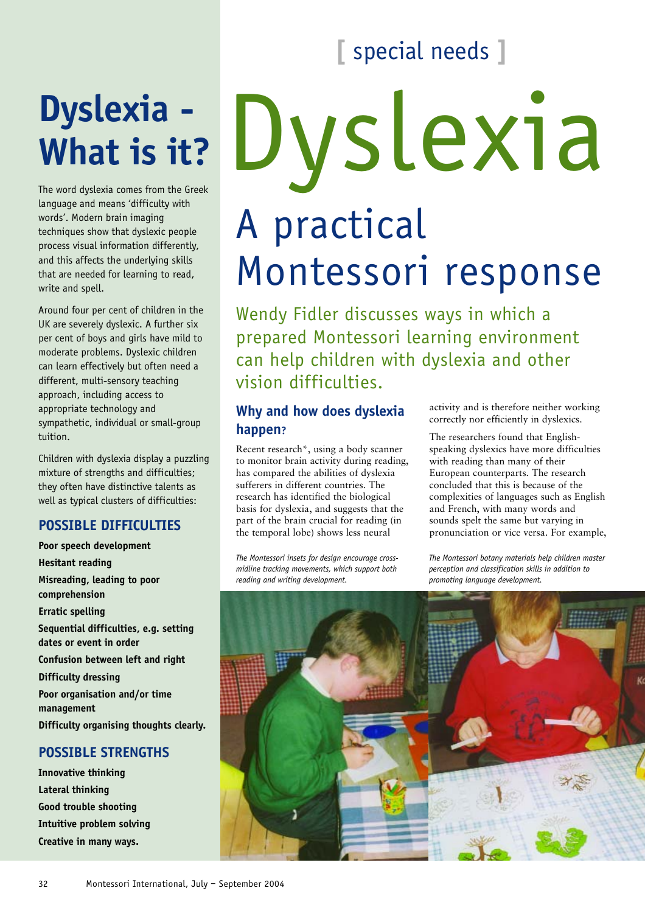[ special needs ]

# Dyslexia

## A practical Montessori response

Wendy Fidler discusses ways in which a prepared Montessori learning environment can help children with dyslexia and other vision difficulties.

## Dyslexia - What is it?

The word dyslexia comes from the Greek language and means 'difficulty with words'. Modern brain imaging techniques show that dyslexic people process visual information differently, and this affects the underlying skills that are needed for learning to read, write and spell.

Around four per cent of children in the UK are severely dyslexic. A further six per cent of boys and girls have mild to moderate problems. Dyslexic children can learn effectively but often need a different, multi-sensory teaching approach, including access to appropriate technology and sympathetic, individual or small-group tuition.

Children with dyslexia display a puzzling mixture of strengths and difficulties; they often have distinctive talents as well as typical clusters of difficulties:

### POSSIBLE DIFFICULTIES

- **Poor speech development**
- **Hesitant reading**
- **Misreading, leading to poor comprehension**
- **Erratic spelling**
- **Sequential difficulties, e.g. setting dates or event in order**
- **Confusion between left and right**
- **Difficulty dressing**
- **Poor organisation and/or time management**
- **Difficulty organising thoughts clearly.**

### POSSIBLE STRENGTHS

- **Innovative thinking**
- **Lateral thinking**
- **Good trouble shooting**
- **Intuitive problem solving**
- **Creative in many ways.**

### Why and how does dyslexia happen?

Recent research*, using a body scanner to monitor brain activity during reading, has compared the abilities of dyslexia sufferers in different countries. The research has identified the biological basis for dyslexia, and suggests that the part of the brain crucial for reading (in the temporal lobe) shows less neural activity and is therefore neither working correctly nor efficiently in dyslexics.

The researchers found that English-speaking dyslexics have more difficulties with reading than many of their European counterparts. The research concluded that this is because of the complexities of languages such as English and French, with many words and sounds spelt the same but varying in pronunciation or vice versa. For example,

*The Montessori insets for design encourage cross-midline tracking movements, which support both reading and writing development.*

*The Montessori botany materials help children master perception and classification skills in addition to promoting language development.*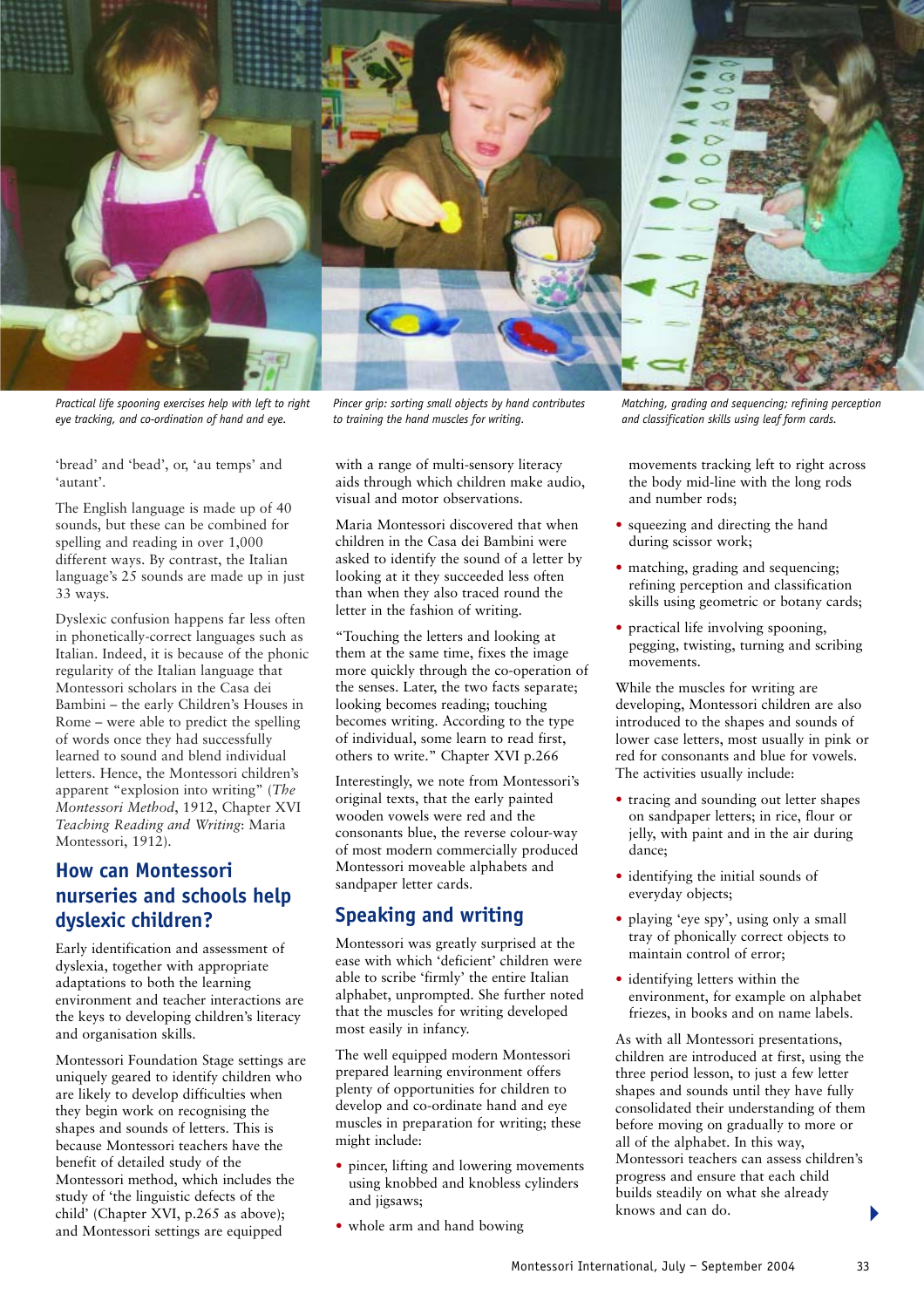*Practical life spooning exercises help with left to right eye tracking, and co-ordination of hand and eye.*

*Pincer grip: sorting small objects by hand contributes to training the hand muscles for writing.*

*Matching, grading and sequencing; refining perception and classification skills using leaf form cards.*

'bread' and 'bead', or, 'au temps' and 'autant'.

The English language is made up of 40 sounds, but these can be combined for spelling and reading in over 1,000 different ways. By contrast, the Italian language's 25 sounds are made up in just 33 ways.

Dyslexic confusion happens far less often in phonetically-correct languages such as Italian. Indeed, it is because of the phonic regularity of the Italian language that Montessori scholars in the Casa dei Bambini – the early Children's Houses in Rome – were able to predict the spelling of words once they had successfully learned to sound and blend individual letters. Hence, the Montessori children's apparent "explosion into writing" (*The Montessori Method*, 1912, Chapter XVI *Teaching Reading and Writing*: Maria Montessori, 1912).

## How can Montessori nurseries and schools help dyslexic children?

Early identification and assessment of dyslexia, together with appropriate adaptations to both the learning environment and teacher interactions are the keys to developing children's literacy and organisation skills.

Montessori Foundation Stage settings are uniquely geared to identify children who are likely to develop difficulties when they begin work on recognising the shapes and sounds of letters. This is because Montessori teachers have the benefit of detailed study of the Montessori method, which includes the study of 'the linguistic defects of the child' (Chapter XVI, p.265 as above); and Montessori settings are equipped with a range of multi-sensory literacy aids through which children make audio, visual and motor observations.

Maria Montessori discovered that when children in the Casa dei Bambini were asked to identify the sound of a letter by looking at it they succeeded less often than when they also traced round the letter in the fashion of writing.

"Touching the letters and looking at them at the same time, fixes the image more quickly through the co-operation of the senses. Later, the two facts separate; looking becomes reading; touching becomes writing. According to the type of individual, some learn to read first, others to write." Chapter XVI p.266

Interestingly, we note from Montessori's original texts, that the early painted wooden vowels were red and the consonants blue, the reverse colour-way of most modern commercially produced Montessori moveable alphabets and sandpaper letter cards.

## Speaking and writing

Montessori was greatly surprised at the ease with which 'deficient' children were able to scribe 'firmly' the entire Italian alphabet, unprompted. She further noted that the muscles for writing developed most easily in infancy.

The well equipped modern Montessori prepared learning environment offers plenty of opportunities for children to develop and co-ordinate hand and eye muscles in preparation for writing; these might include:

- pincer, lifting and lowering movements using knobbed and knobless cylinders and jigsaws;
- whole arm and hand bowing movements tracking left to right across the body mid-line with the long rods and number rods;
- squeezing and directing the hand during scissor work;
- matching, grading and sequencing; refining perception and classification skills using geometric or botany cards;
- practical life involving spooning, pegging, twisting, turning and scribing movements.

While the muscles for writing are developing, Montessori children are also introduced to the shapes and sounds of lower case letters, most usually in pink or red for consonants and blue for vowels. The activities usually include:

- tracing and sounding out letter shapes on sandpaper letters; in rice, flour or jelly, with paint and in the air during dance;
- identifying the initial sounds of everyday objects;
- playing 'eye spy', using only a small tray of phonically correct objects to maintain control of error;
- identifying letters within the environment, for example on alphabet friezes, in books and on name labels.

As with all Montessori presentations, children are introduced at first, using the three period lesson, to just a few letter shapes and sounds until they have fully consolidated their understanding of them before moving on gradually to more or all of the alphabet. In this way, Montessori teachers can assess children's progress and ensure that each child builds steadily on what she already knows and can do.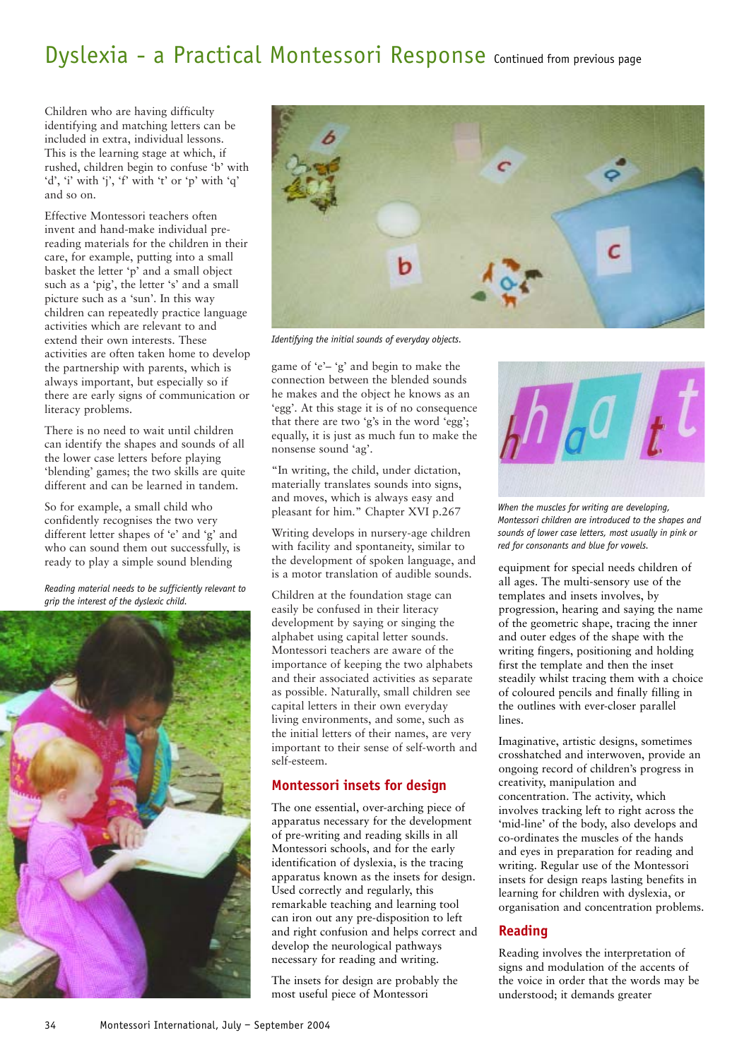# Dyslexia - a Practical Montessori Response Continued from previous page

Children who are having difficulty identifying and matching letters can be included in extra, individual lessons. This is the learning stage at which, if rushed, children begin to confuse 'b' with 'd', 'i' with 'j', 'f' with 't' or 'p' with 'q' and so on.

Effective Montessori teachers often invent and hand-make individual pre-reading materials for the children in their care, for example, putting into a small basket the letter 'p' and a small object such as a 'pig', the letter 's' and a small picture such as a 'sun'. In this way children can repeatedly practice language activities which are relevant to and extend their own interests. These activities are often taken home to develop the partnership with parents, which is always important, but especially so if there are early signs of communication or literacy problems.

There is no need to wait until children can identify the shapes and sounds of all the lower case letters before playing 'blending' games; the two skills are quite different and can be learned in tandem.

So for example, a small child who confidently recognises the two very different letter shapes of 'e' and 'g' and who can sound them out successfully, is ready to play a simple sound blending game of 'e'– 'g' and begin to make the connection between the blended sounds he makes and the object he knows as an 'egg'. At this stage it is of no consequence that there are two 'g's in the word 'egg'; equally, it is just as much fun to make the nonsense sound 'ag'.

*Reading material needs to be sufficiently relevant to grip the interest of the dyslexic child.*

*Identifying the initial sounds of everyday objects.*

"In writing, the child, under dictation, materially translates sounds into signs, and moves, which is always easy and pleasant for him." Chapter XVI p.267

Writing develops in nursery-age children with facility and spontaneity, similar to the development of spoken language, and is a motor translation of audible sounds.

Children at the foundation stage can easily be confused in their literacy development by saying or singing the alphabet using capital letter sounds. Montessori teachers are aware of the importance of keeping the two alphabets and their associated activities as separate as possible. Naturally, small children see capital letters in their own everyday living environments, and some, such as the initial letters of their names, are very important to their sense of self-worth and self-esteem.

## Montessori insets for design

The one essential, over-arching piece of apparatus necessary for the development of pre-writing and reading skills in all Montessori schools, and for the early identification of dyslexia, is the tracing apparatus known as the insets for design. Used correctly and regularly, this remarkable teaching and learning tool can iron out any pre-disposition to left and right confusion and helps correct and develop the neurological pathways necessary for reading and writing.

The insets for design are probably the most useful piece of Montessori equipment for special needs children of all ages. The multi-sensory use of the templates and insets involves, by progression, hearing and saying the name of the geometric shape, tracing the inner and outer edges of the shape with the writing fingers, positioning and holding first the template and then the inset steadily whilst tracing them with a choice of coloured pencils and finally filling in the outlines with ever-closer parallel lines.

*When the muscles for writing are developing, Montessori children are introduced to the shapes and sounds of lower case letters, most usually in pink or red for consonants and blue for vowels.*

Imaginative, artistic designs, sometimes crosshatched and interwoven, provide an ongoing record of children's progress in creativity, manipulation and concentration. The activity, which involves tracking left to right across the 'mid-line' of the body, also develops and co-ordinates the muscles of the hands and eyes in preparation for reading and writing. Regular use of the Montessori insets for design reaps lasting benefits in learning for children with dyslexia, or organisation and concentration problems.

## Reading

Reading involves the interpretation of signs and modulation of the accents of the voice in order that the words may be understood; it demands greater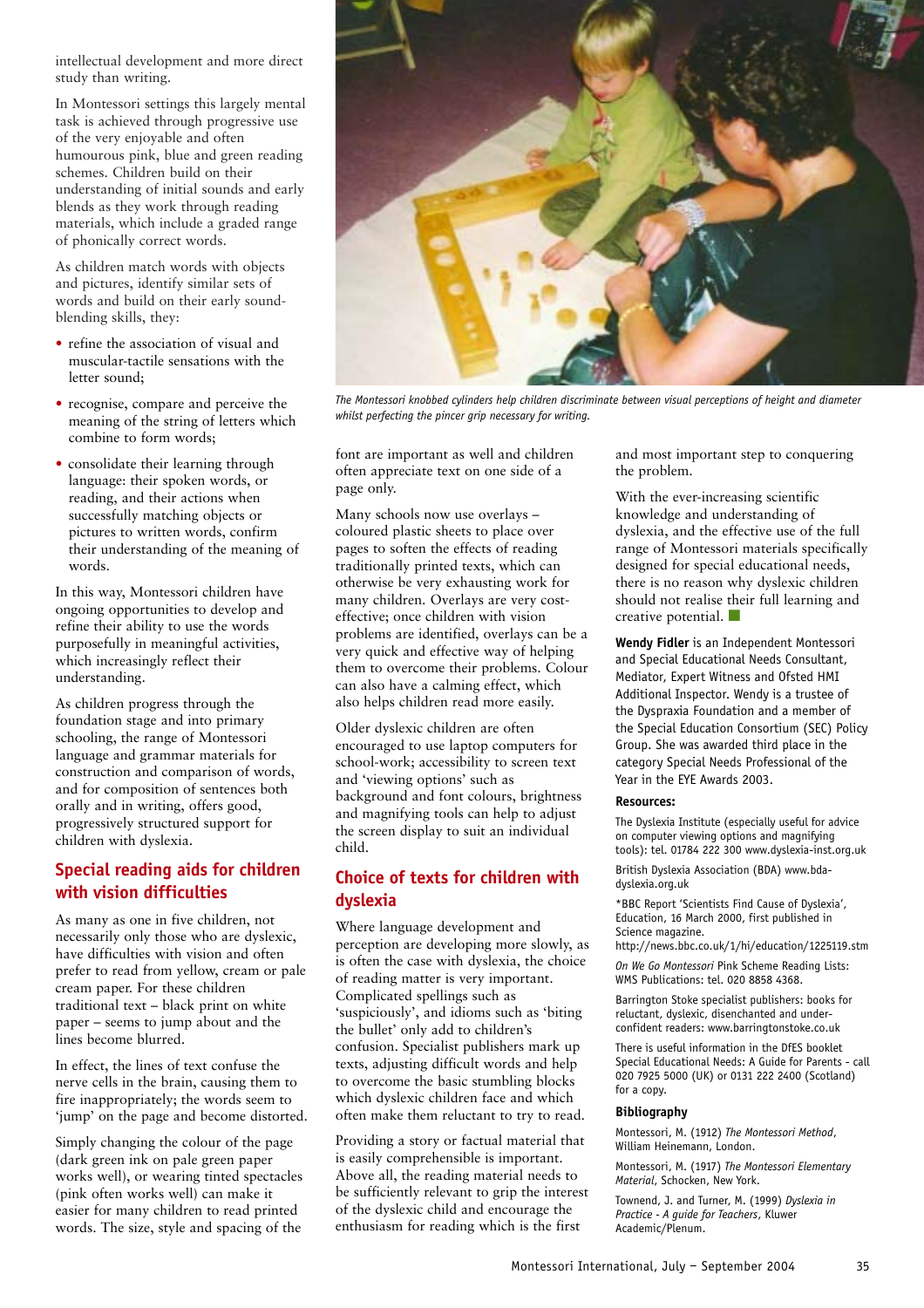intellectual development and more direct study than writing.

In Montessori settings this largely mental task is achieved through progressive use of the very enjoyable and often humourous pink, blue and green reading schemes. Children build on their understanding of initial sounds and early blends as they work through reading materials, which include a graded range of phonically correct words.

As children match words with objects and pictures, identify similar sets of words and build on their early sound-blending skills, they:

- refine the association of visual and muscular-tactile sensations with the letter sound;
- recognise, compare and perceive the meaning of the string of letters which combine to form words;
- consolidate their learning through language: their spoken words, or reading, and their actions when successfully matching objects or pictures to written words, confirm their understanding of the meaning of words.

In this way, Montessori children have ongoing opportunities to develop and refine their ability to use the words purposefully in meaningful activities, which increasingly reflect their understanding.

As children progress through the foundation stage and into primary schooling, the range of Montessori language and grammar materials for construction and comparison of words, and for composition of sentences both orally and in writing, offers good, progressively structured support for children with dyslexia.

## Special reading aids for children with vision difficulties

As many as one in five children, not necessarily only those who are dyslexic, have difficulties with vision and often prefer to read from yellow, cream or pale cream paper. For these children traditional text – black print on white paper – seems to jump about and the lines become blurred.

In effect, the lines of text confuse the nerve cells in the brain, causing them to fire inappropriately; the words seem to 'jump' on the page and become distorted.

Simply changing the colour of the page (dark green ink on pale green paper works well), or wearing tinted spectacles (pink often works well) can make it easier for many children to read printed words. The size, style and spacing of the font are important as well and children often appreciate text on one side of a page only.

*The Montessori knobbed cylinders help children discriminate between visual perceptions of height and diameter whilst perfecting the pincer grip necessary for writing.*

Many schools now use overlays – coloured plastic sheets to place over pages to soften the effects of reading traditionally printed texts, which can otherwise be very exhausting work for many children. Overlays are very cost-effective; once children with vision problems are identified, overlays can be a very quick and effective way of helping them to overcome their problems. Colour can also have a calming effect, which also helps children read more easily.

Older dyslexic children are often encouraged to use laptop computers for school-work; accessibility to screen text and 'viewing options' such as background and font colours, brightness and magnifying tools can help to adjust the screen display to suit an individual child.

## Choice of texts for children with dyslexia

Where language development and perception are developing more slowly, as is often the case with dyslexia, the choice of reading matter is very important. Complicated spellings such as 'suspiciously', and idioms such as 'biting the bullet' only add to children's confusion. Specialist publishers mark up texts, adjusting difficult words and help to overcome the basic stumbling blocks which dyslexic children face and which often make them reluctant to try to read.

Providing a story or factual material that is easily comprehensible is important. Above all, the reading material needs to be sufficiently relevant to grip the interest of the dyslexic child and encourage the enthusiasm for reading which is the first and most important step to conquering the problem.

With the ever-increasing scientific knowledge and understanding of dyslexia, and the effective use of the full range of Montessori materials specifically designed for special educational needs, there is no reason why dyslexic children should not realise their full learning and creative potential. ■

**Wendy Fidler** is an Independent Montessori and Special Educational Needs Consultant, Mediator, Expert Witness and Ofsted HMI Additional Inspector. Wendy is a trustee of the Dyspraxia Foundation and a member of the Special Education Consortium (SEC) Policy Group. She was awarded third place in the category Special Needs Professional of the Year in the EYE Awards 2003.

### Resources:

The Dyslexia Institute (especially useful for advice on computer viewing options and magnifying tools): tel. 01784 222 300 www.dyslexia-inst.org.uk

British Dyslexia Association (BDA) www.bda-dyslexia.org.uk

*BBC Report 'Scientists Find Cause of Dyslexia', Education, 16 March 2000, first published in Science magazine. http://news.bbc.co.uk/1/hi/education/1225119.stm

*On We Go Montessori* Pink Scheme Reading Lists: WMS Publications: tel. 020 8858 4368.

Barrington Stoke specialist publishers: books for reluctant, dyslexic, disenchanted and under-confident readers: www.barringtonstoke.co.uk

There is useful information in the DfES booklet Special Educational Needs: A Guide for Parents - call 020 7925 5000 (UK) or 0131 222 2400 (Scotland) for a copy.

### Bibliography

Montessori, M. (1912) *The Montessori Method*, William Heinemann, London.

Montessori, M. (1917) *The Montessori Elementary Material*, Schocken, New York.

Townend, J. and Turner, M. (1999) *Dyslexia in Practice - A guide for Teachers*, Kluwer Academic/Plenum.